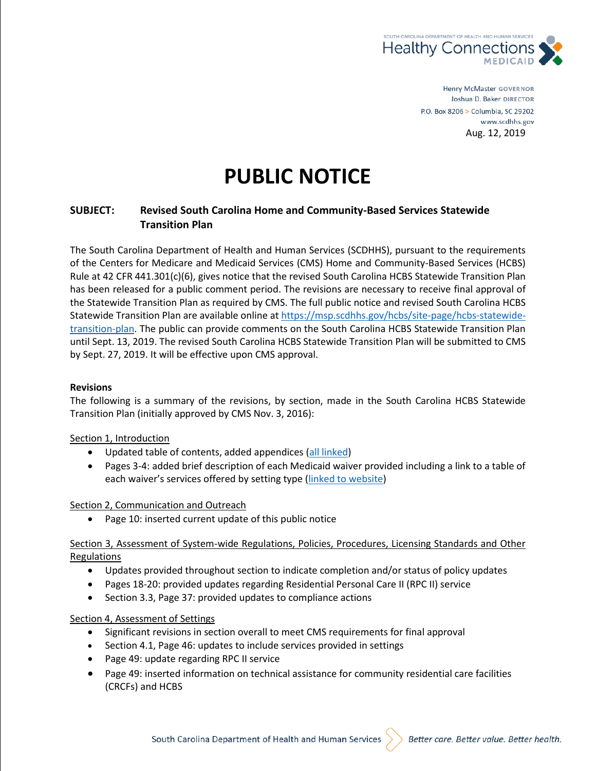SOUTH CAROLINA DEPARTMENT OF HEALTH AND HUMAN SERVICES
Healthy Connections
MEDICAID

Henry McMaster GOVERNOR
Joshua D. Baker DIRECTOR
P.O. Box 8206 > Columbia, SC 29202
www.scdhhs.gov

Aug. 12, 2019

# PUBLIC NOTICE

**SUBJECT: Revised South Carolina Home and Community-Based Services Statewide Transition Plan**

The South Carolina Department of Health and Human Services (SCDHHS), pursuant to the requirements of the Centers for Medicare and Medicaid Services (CMS) Home and Community-Based Services (HCBS) Rule at 42 CFR 441.301(c)(6), gives notice that the revised South Carolina HCBS Statewide Transition Plan has been released for a public comment period. The revisions are necessary to receive final approval of the Statewide Transition Plan as required by CMS. The full public notice and revised South Carolina HCBS Statewide Transition Plan are available online at [https://msp.scdhhs.gov/hcbs/site-page/hcbs-statewide-transition-plan](https://msp.scdhhs.gov/hcbs/site-page/hcbs-statewide-transition-plan). The public can provide comments on the South Carolina HCBS Statewide Transition Plan until Sept. 13, 2019. The revised South Carolina HCBS Statewide Transition Plan will be submitted to CMS by Sept. 27, 2019. It will be effective upon CMS approval.

**Revisions**

The following is a summary of the revisions, by section, made in the South Carolina HCBS Statewide Transition Plan (initially approved by CMS Nov. 3, 2016):

Section 1, Introduction

- Updated table of contents, added appendices (all linked)
- Pages 3-4: added brief description of each Medicaid waiver provided including a link to a table of each waiver's services offered by setting type (linked to website)

Section 2, Communication and Outreach

- Page 10: inserted current update of this public notice

Section 3, Assessment of System-wide Regulations, Policies, Procedures, Licensing Standards and Other Regulations

- Updates provided throughout section to indicate completion and/or status of policy updates
- Pages 18-20: provided updates regarding Residential Personal Care II (RPC II) service
- Section 3.3, Page 37: provided updates to compliance actions

Section 4, Assessment of Settings

- Significant revisions in section overall to meet CMS requirements for final approval
- Section 4.1, Page 46: updates to include services provided in settings
- Page 49: update regarding RPC II service
- Page 49: inserted information on technical assistance for community residential care facilities (CRCFs) and HCBS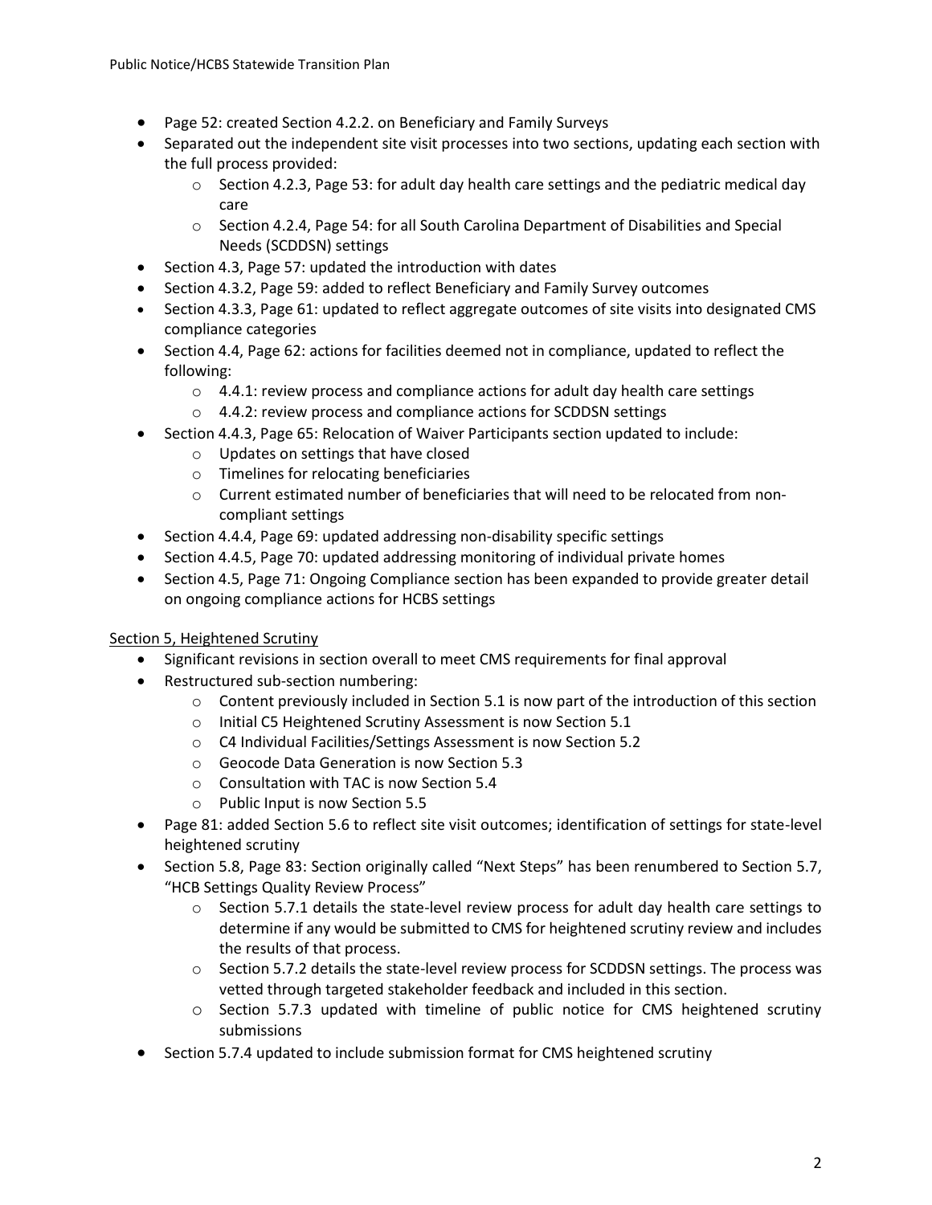- Page 52: created Section 4.2.2. on Beneficiary and Family Surveys
- Separated out the independent site visit processes into two sections, updating each section with the full process provided:
  - Section 4.2.3, Page 53: for adult day health care settings and the pediatric medical day care
  - Section 4.2.4, Page 54: for all South Carolina Department of Disabilities and Special Needs (SCDDSN) settings
- Section 4.3, Page 57: updated the introduction with dates
- Section 4.3.2, Page 59: added to reflect Beneficiary and Family Survey outcomes
- Section 4.3.3, Page 61: updated to reflect aggregate outcomes of site visits into designated CMS compliance categories
- Section 4.4, Page 62: actions for facilities deemed not in compliance, updated to reflect the following:
  - 4.4.1: review process and compliance actions for adult day health care settings
  - 4.4.2: review process and compliance actions for SCDDSN settings
- Section 4.4.3, Page 65: Relocation of Waiver Participants section updated to include:
  - Updates on settings that have closed
  - Timelines for relocating beneficiaries
  - Current estimated number of beneficiaries that will need to be relocated from non-compliant settings
- Section 4.4.4, Page 69: updated addressing non-disability specific settings
- Section 4.4.5, Page 70: updated addressing monitoring of individual private homes
- Section 4.5, Page 71: Ongoing Compliance section has been expanded to provide greater detail on ongoing compliance actions for HCBS settings

Section 5, Heightened Scrutiny

- Significant revisions in section overall to meet CMS requirements for final approval
- Restructured sub-section numbering:
  - Content previously included in Section 5.1 is now part of the introduction of this section
  - Initial C5 Heightened Scrutiny Assessment is now Section 5.1
  - C4 Individual Facilities/Settings Assessment is now Section 5.2
  - Geocode Data Generation is now Section 5.3
  - Consultation with TAC is now Section 5.4
  - Public Input is now Section 5.5
- Page 81: added Section 5.6 to reflect site visit outcomes; identification of settings for state-level heightened scrutiny
- Section 5.8, Page 83: Section originally called "Next Steps" has been renumbered to Section 5.7, "HCB Settings Quality Review Process"
  - Section 5.7.1 details the state-level review process for adult day health care settings to determine if any would be submitted to CMS for heightened scrutiny review and includes the results of that process.
  - Section 5.7.2 details the state-level review process for SCDDSN settings. The process was vetted through targeted stakeholder feedback and included in this section.
  - Section 5.7.3 updated with timeline of public notice for CMS heightened scrutiny submissions
- Section 5.7.4 updated to include submission format for CMS heightened scrutiny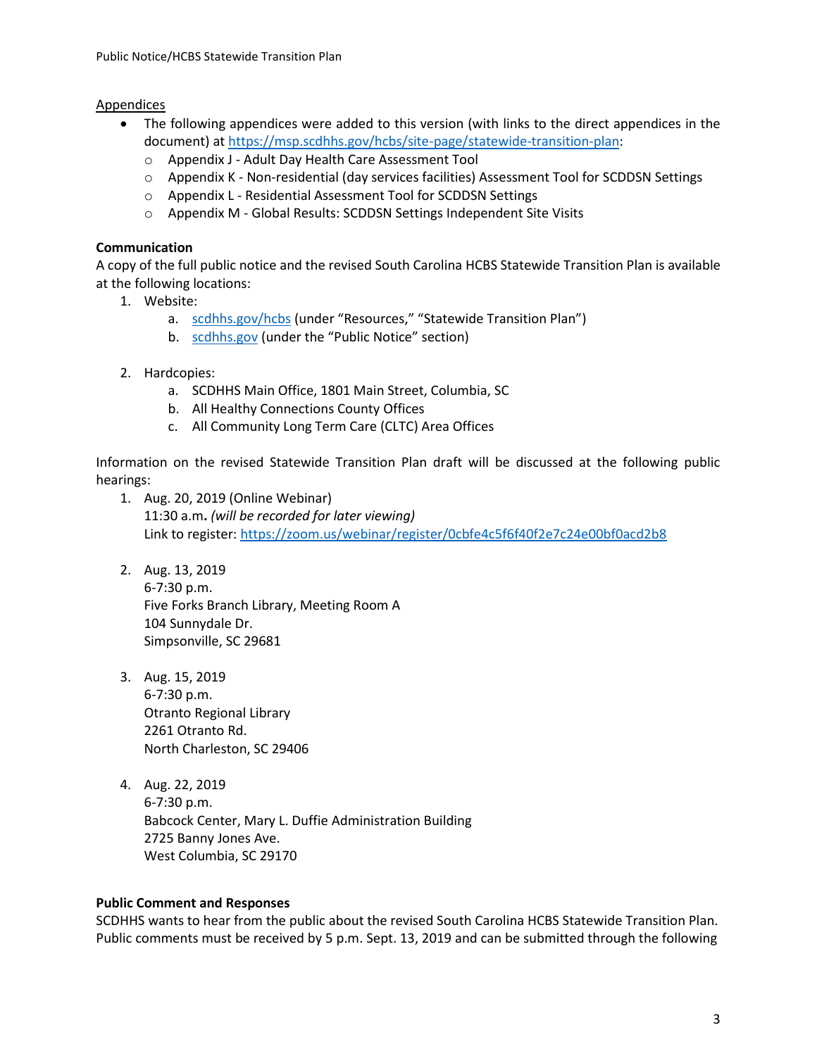Appendices

- The following appendices were added to this version (with links to the direct appendices in the document) at https://msp.scdhhs.gov/hcbs/site-page/statewide-transition-plan:
  - Appendix J - Adult Day Health Care Assessment Tool
  - Appendix K - Non-residential (day services facilities) Assessment Tool for SCDDSN Settings
  - Appendix L - Residential Assessment Tool for SCDDSN Settings
  - Appendix M - Global Results: SCDDSN Settings Independent Site Visits

**Communication**

A copy of the full public notice and the revised South Carolina HCBS Statewide Transition Plan is available at the following locations:

1. Website:
   a. scdhhs.gov/hcbs (under "Resources," "Statewide Transition Plan")
   b. scdhhs.gov (under the "Public Notice" section)

2. Hardcopies:
   a. SCDHHS Main Office, 1801 Main Street, Columbia, SC
   b. All Healthy Connections County Offices
   c. All Community Long Term Care (CLTC) Area Offices

Information on the revised Statewide Transition Plan draft will be discussed at the following public hearings:

1. Aug. 20, 2019 (Online Webinar)
   11:30 a.m**.** *(will be recorded for later viewing)*
   Link to register: https://zoom.us/webinar/register/0cbfe4c5f6f40f2e7c24e00bf0acd2b8

2. Aug. 13, 2019
   6-7:30 p.m.
   Five Forks Branch Library, Meeting Room A
   104 Sunnydale Dr.
   Simpsonville, SC 29681

3. Aug. 15, 2019
   6-7:30 p.m.
   Otranto Regional Library
   2261 Otranto Rd.
   North Charleston, SC 29406

4. Aug. 22, 2019
   6-7:30 p.m.
   Babcock Center, Mary L. Duffie Administration Building
   2725 Banny Jones Ave.
   West Columbia, SC 29170

**Public Comment and Responses**

SCDHHS wants to hear from the public about the revised South Carolina HCBS Statewide Transition Plan. Public comments must be received by 5 p.m. Sept. 13, 2019 and can be submitted through the following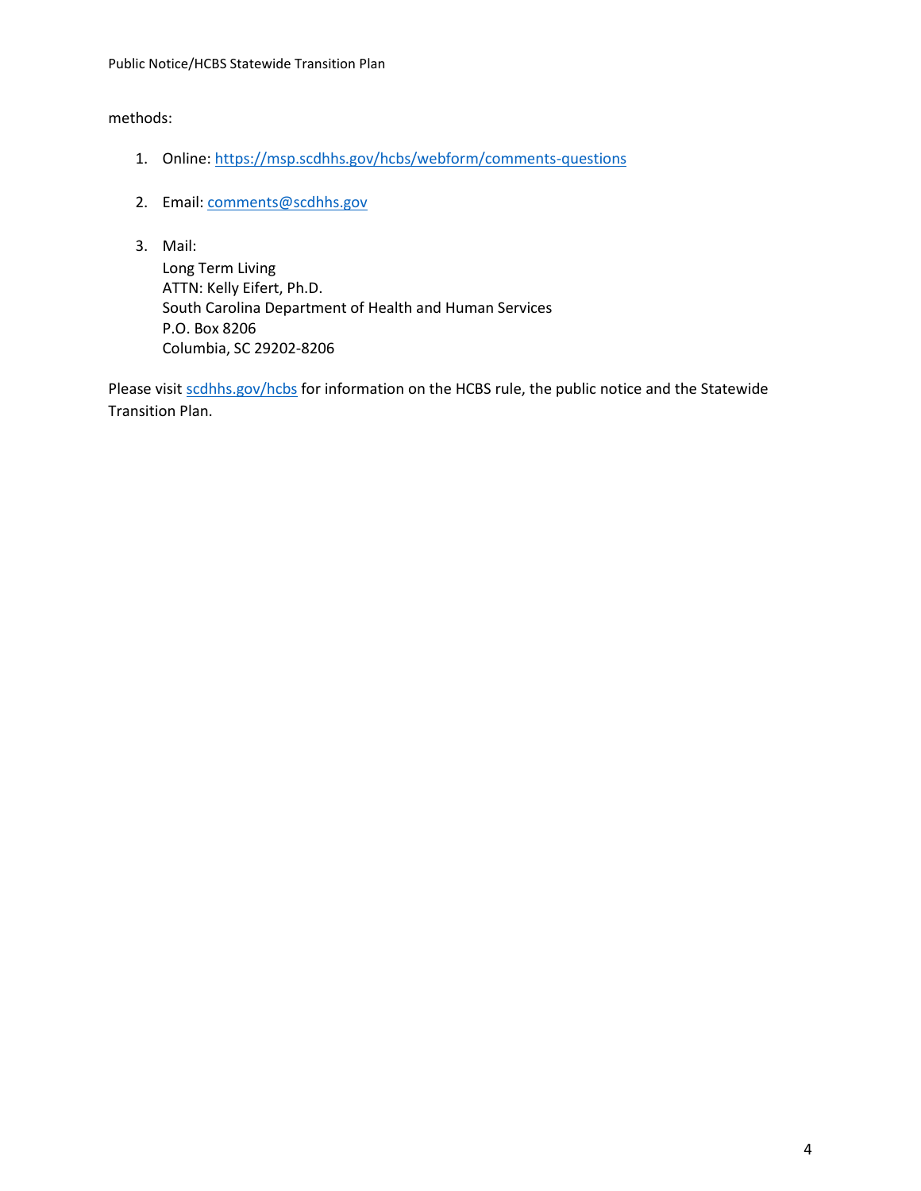methods:

1. Online: https://msp.scdhhs.gov/hcbs/webform/comments-questions

2. Email: comments@scdhhs.gov

3. Mail:
   Long Term Living
   ATTN: Kelly Eifert, Ph.D.
   South Carolina Department of Health and Human Services
   P.O. Box 8206
   Columbia, SC 29202-8206

Please visit scdhhs.gov/hcbs for information on the HCBS rule, the public notice and the Statewide Transition Plan.